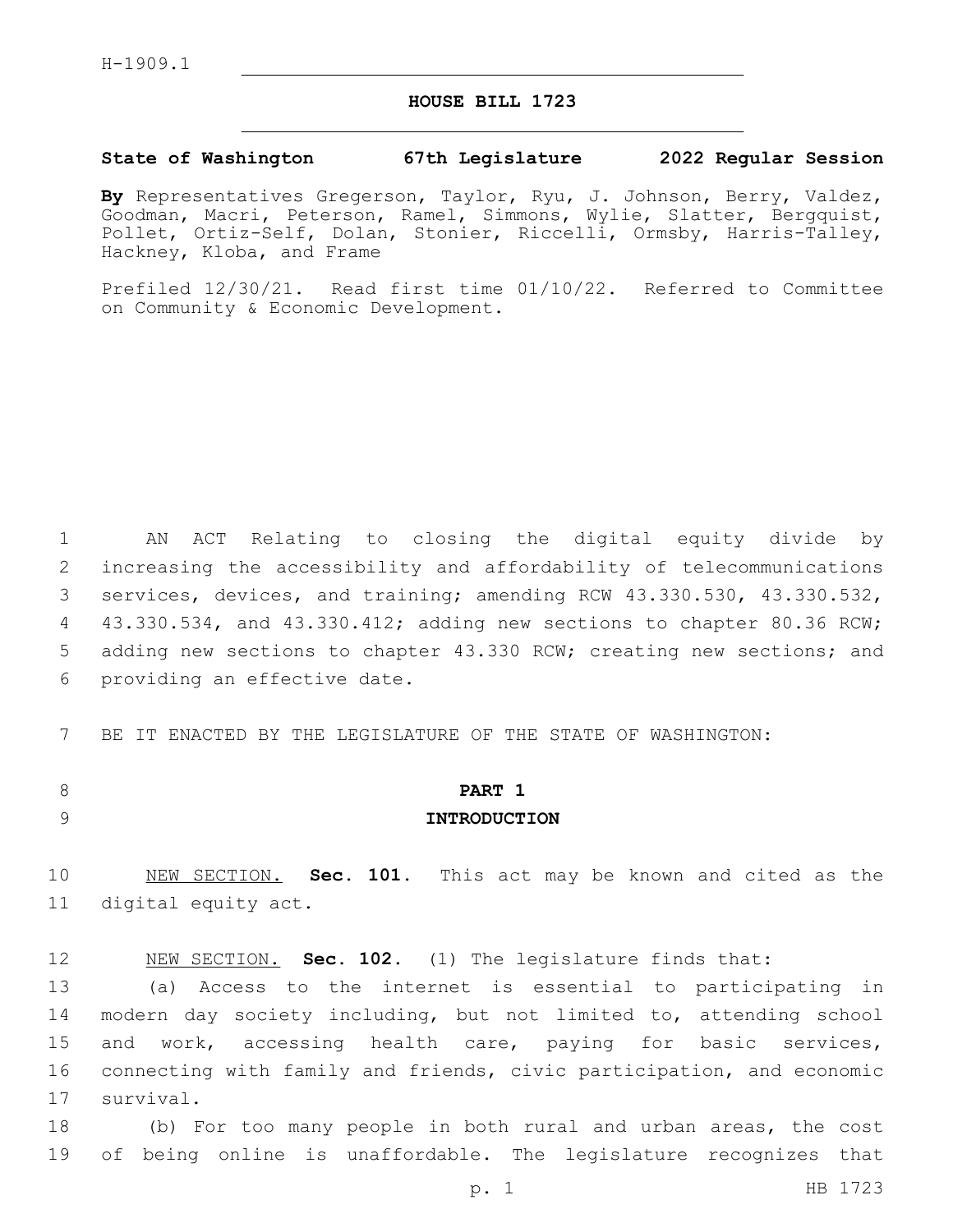H-1909.1

# HOUSE BILL 1723

**State of Washington 67th Legislature 2022 Regular Session**

**By** Representatives Gregerson, Taylor, Ryu, J. Johnson, Berry, Valdez, Goodman, Macri, Peterson, Ramel, Simmons, Wylie, Slatter, Bergquist, Pollet, Ortiz-Self, Dolan, Stonier, Riccelli, Ormsby, Harris-Talley, Hackney, Kloba, and Frame

Prefiled 12/30/21. Read first time 01/10/22. Referred to Committee on Community & Economic Development.

AN ACT Relating to closing the digital equity divide by increasing the accessibility and affordability of telecommunications services, devices, and training; amending RCW 43.330.530, 43.330.532, 43.330.534, and 43.330.412; adding new sections to chapter 80.36 RCW; adding new sections to chapter 43.330 RCW; creating new sections; and providing an effective date.

BE IT ENACTED BY THE LEGISLATURE OF THE STATE OF WASHINGTON:

## PART 1
## INTRODUCTION

NEW SECTION. **Sec. 101.** This act may be known and cited as the digital equity act.

NEW SECTION. **Sec. 102.** (1) The legislature finds that:

(a) Access to the internet is essential to participating in modern day society including, but not limited to, attending school and work, accessing health care, paying for basic services, connecting with family and friends, civic participation, and economic survival.

(b) For too many people in both rural and urban areas, the cost of being online is unaffordable. The legislature recognizes that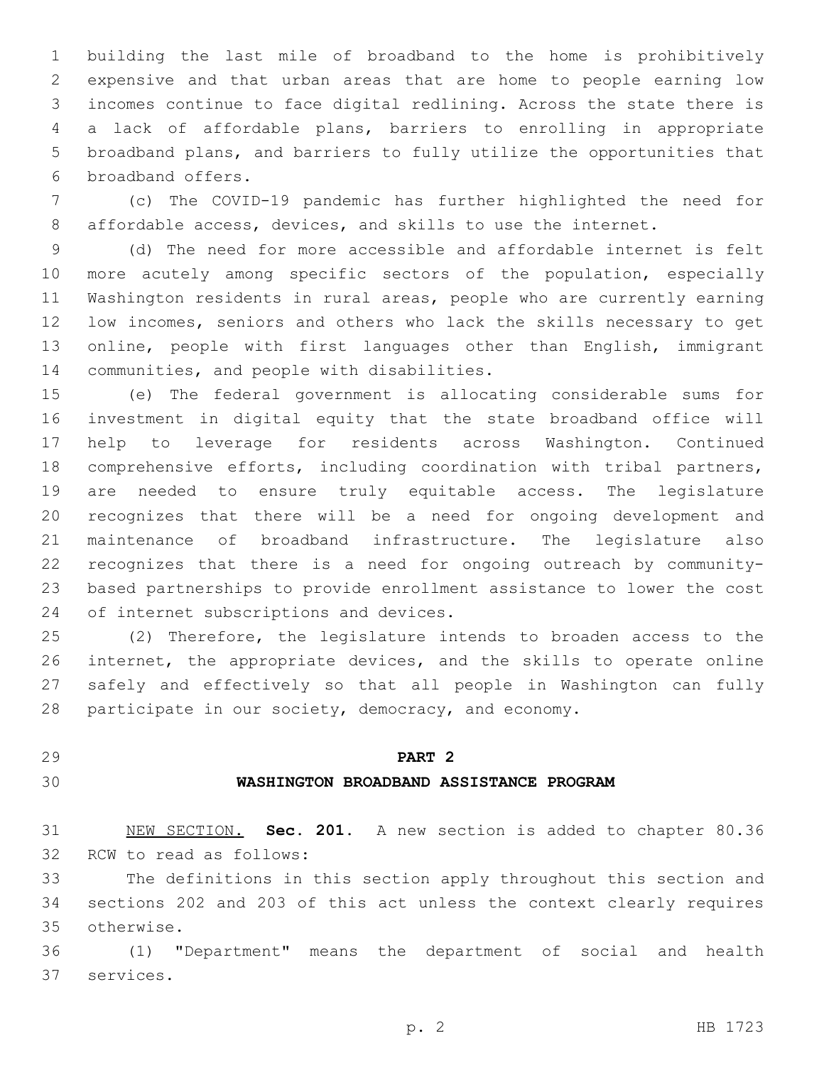building the last mile of broadband to the home is prohibitively expensive and that urban areas that are home to people earning low incomes continue to face digital redlining. Across the state there is a lack of affordable plans, barriers to enrolling in appropriate broadband plans, and barriers to fully utilize the opportunities that broadband offers.

(c) The COVID-19 pandemic has further highlighted the need for affordable access, devices, and skills to use the internet.

(d) The need for more accessible and affordable internet is felt more acutely among specific sectors of the population, especially Washington residents in rural areas, people who are currently earning low incomes, seniors and others who lack the skills necessary to get online, people with first languages other than English, immigrant communities, and people with disabilities.

(e) The federal government is allocating considerable sums for investment in digital equity that the state broadband office will help to leverage for residents across Washington. Continued comprehensive efforts, including coordination with tribal partners, are needed to ensure truly equitable access. The legislature recognizes that there will be a need for ongoing development and maintenance of broadband infrastructure. The legislature also recognizes that there is a need for ongoing outreach by community-based partnerships to provide enrollment assistance to lower the cost of internet subscriptions and devices.

(2) Therefore, the legislature intends to broaden access to the internet, the appropriate devices, and the skills to operate online safely and effectively so that all people in Washington can fully participate in our society, democracy, and economy.

## PART 2

## WASHINGTON BROADBAND ASSISTANCE PROGRAM

NEW SECTION. **Sec. 201.** A new section is added to chapter 80.36 RCW to read as follows:

The definitions in this section apply throughout this section and sections 202 and 203 of this act unless the context clearly requires otherwise.

(1) "Department" means the department of social and health services.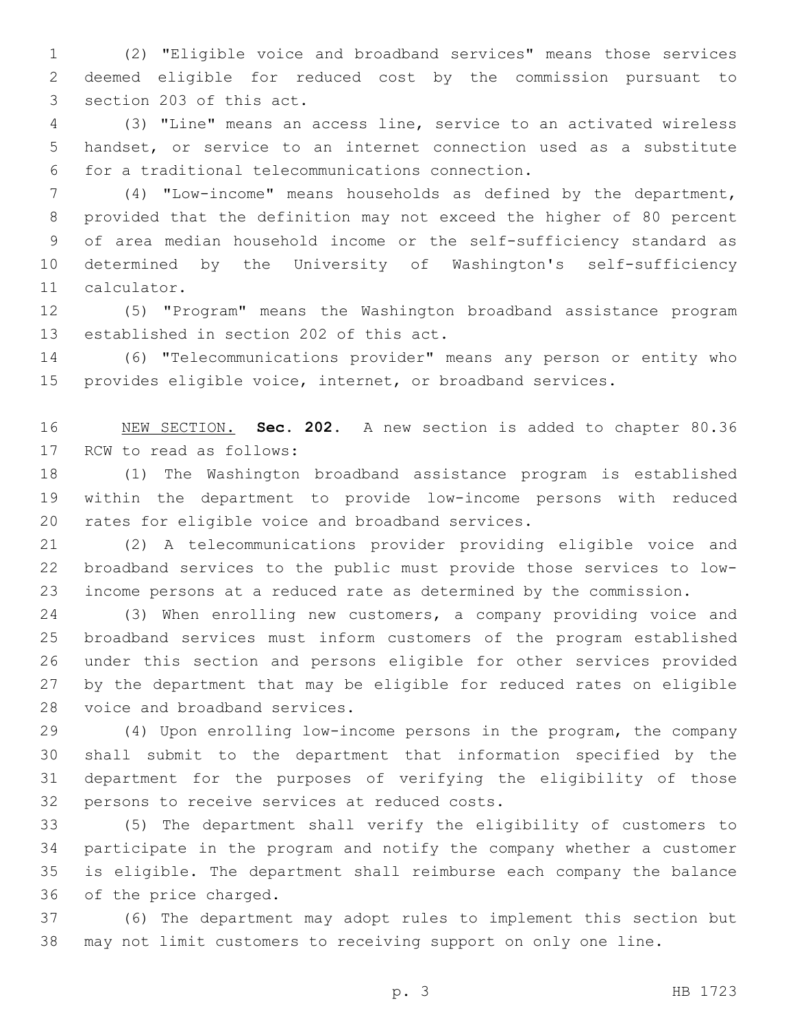(2) "Eligible voice and broadband services" means those services deemed eligible for reduced cost by the commission pursuant to section 203 of this act.

(3) "Line" means an access line, service to an activated wireless handset, or service to an internet connection used as a substitute for a traditional telecommunications connection.

(4) "Low-income" means households as defined by the department, provided that the definition may not exceed the higher of 80 percent of area median household income or the self-sufficiency standard as determined by the University of Washington's self-sufficiency calculator.

(5) "Program" means the Washington broadband assistance program established in section 202 of this act.

(6) "Telecommunications provider" means any person or entity who provides eligible voice, internet, or broadband services.

NEW SECTION. **Sec. 202.** A new section is added to chapter 80.36 RCW to read as follows:

(1) The Washington broadband assistance program is established within the department to provide low-income persons with reduced rates for eligible voice and broadband services.

(2) A telecommunications provider providing eligible voice and broadband services to the public must provide those services to low-income persons at a reduced rate as determined by the commission.

(3) When enrolling new customers, a company providing voice and broadband services must inform customers of the program established under this section and persons eligible for other services provided by the department that may be eligible for reduced rates on eligible voice and broadband services.

(4) Upon enrolling low-income persons in the program, the company shall submit to the department that information specified by the department for the purposes of verifying the eligibility of those persons to receive services at reduced costs.

(5) The department shall verify the eligibility of customers to participate in the program and notify the company whether a customer is eligible. The department shall reimburse each company the balance of the price charged.

(6) The department may adopt rules to implement this section but may not limit customers to receiving support on only one line.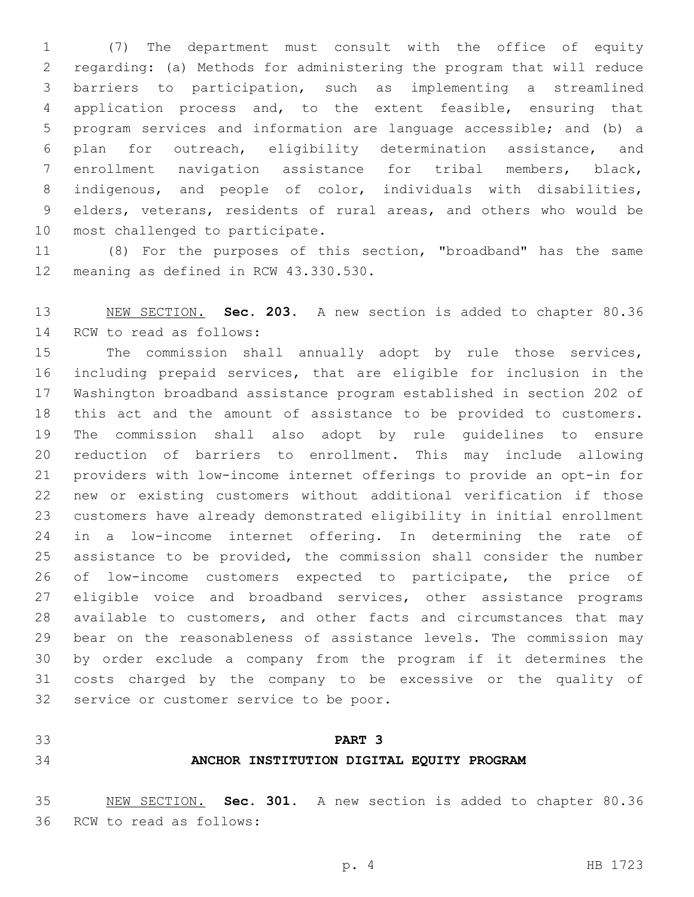(7) The department must consult with the office of equity regarding: (a) Methods for administering the program that will reduce barriers to participation, such as implementing a streamlined application process and, to the extent feasible, ensuring that program services and information are language accessible; and (b) a plan for outreach, eligibility determination assistance, and enrollment navigation assistance for tribal members, black, indigenous, and people of color, individuals with disabilities, elders, veterans, residents of rural areas, and others who would be most challenged to participate.

(8) For the purposes of this section, "broadband" has the same meaning as defined in RCW 43.330.530.

NEW SECTION. **Sec. 203.** A new section is added to chapter 80.36 RCW to read as follows:

The commission shall annually adopt by rule those services, including prepaid services, that are eligible for inclusion in the Washington broadband assistance program established in section 202 of this act and the amount of assistance to be provided to customers. The commission shall also adopt by rule guidelines to ensure reduction of barriers to enrollment. This may include allowing providers with low-income internet offerings to provide an opt-in for new or existing customers without additional verification if those customers have already demonstrated eligibility in initial enrollment in a low-income internet offering. In determining the rate of assistance to be provided, the commission shall consider the number of low-income customers expected to participate, the price of eligible voice and broadband services, other assistance programs available to customers, and other facts and circumstances that may bear on the reasonableness of assistance levels. The commission may by order exclude a company from the program if it determines the costs charged by the company to be excessive or the quality of service or customer service to be poor.

## PART 3
## ANCHOR INSTITUTION DIGITAL EQUITY PROGRAM

NEW SECTION. **Sec. 301.** A new section is added to chapter 80.36 RCW to read as follows: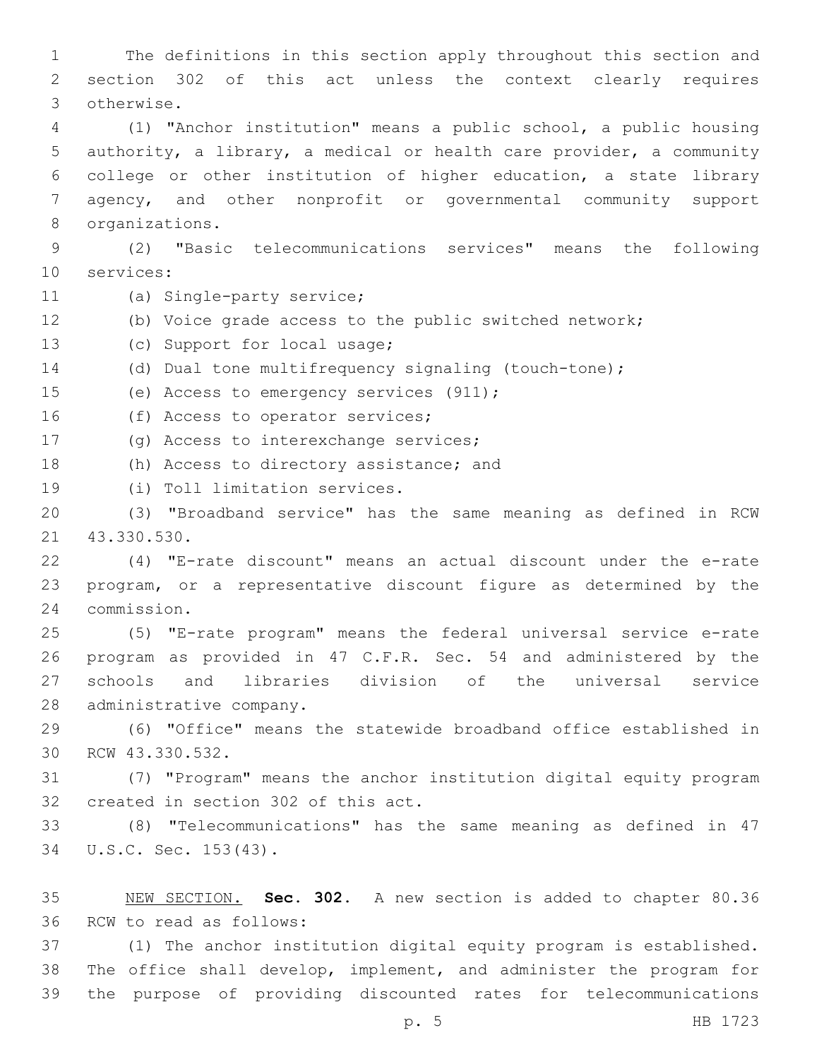The definitions in this section apply throughout this section and section 302 of this act unless the context clearly requires otherwise.

(1) "Anchor institution" means a public school, a public housing authority, a library, a medical or health care provider, a community college or other institution of higher education, a state library agency, and other nonprofit or governmental community support organizations.

(2) "Basic telecommunications services" means the following services:

(a) Single-party service;

(b) Voice grade access to the public switched network;

(c) Support for local usage;

(d) Dual tone multifrequency signaling (touch-tone);

(e) Access to emergency services (911);

(f) Access to operator services;

(g) Access to interexchange services;

(h) Access to directory assistance; and

(i) Toll limitation services.

(3) "Broadband service" has the same meaning as defined in RCW 43.330.530.

(4) "E-rate discount" means an actual discount under the e-rate program, or a representative discount figure as determined by the commission.

(5) "E-rate program" means the federal universal service e-rate program as provided in 47 C.F.R. Sec. 54 and administered by the schools and libraries division of the universal service administrative company.

(6) "Office" means the statewide broadband office established in RCW 43.330.532.

(7) "Program" means the anchor institution digital equity program created in section 302 of this act.

(8) "Telecommunications" has the same meaning as defined in 47 U.S.C. Sec. 153(43).

NEW SECTION. **Sec. 302.** A new section is added to chapter 80.36 RCW to read as follows:

(1) The anchor institution digital equity program is established. The office shall develop, implement, and administer the program for the purpose of providing discounted rates for telecommunications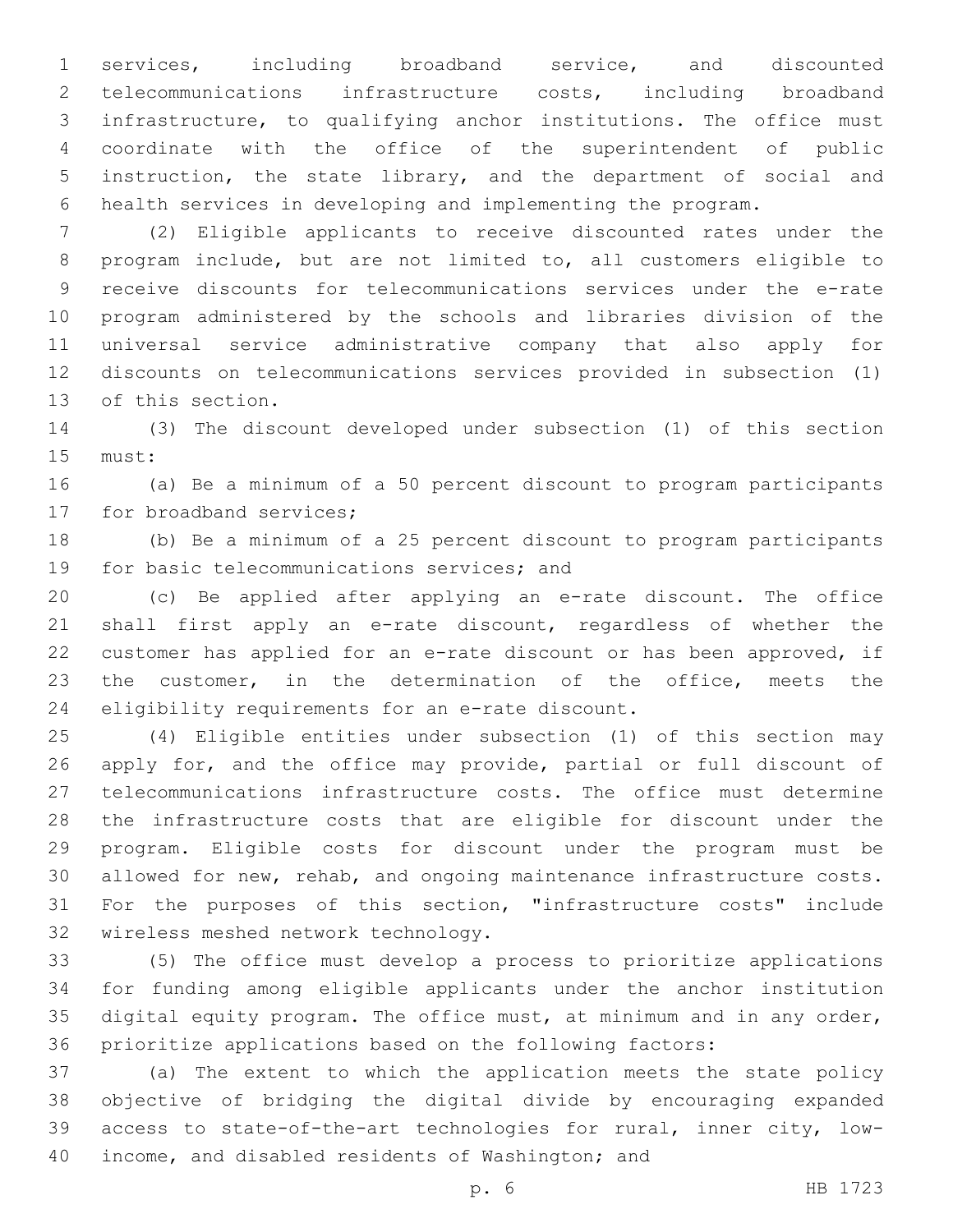services, including broadband service, and discounted telecommunications infrastructure costs, including broadband infrastructure, to qualifying anchor institutions. The office must coordinate with the office of the superintendent of public instruction, the state library, and the department of social and health services in developing and implementing the program.

(2) Eligible applicants to receive discounted rates under the program include, but are not limited to, all customers eligible to receive discounts for telecommunications services under the e-rate program administered by the schools and libraries division of the universal service administrative company that also apply for discounts on telecommunications services provided in subsection (1) of this section.

(3) The discount developed under subsection (1) of this section must:

(a) Be a minimum of a 50 percent discount to program participants for broadband services;

(b) Be a minimum of a 25 percent discount to program participants for basic telecommunications services; and

(c) Be applied after applying an e-rate discount. The office shall first apply an e-rate discount, regardless of whether the customer has applied for an e-rate discount or has been approved, if the customer, in the determination of the office, meets the eligibility requirements for an e-rate discount.

(4) Eligible entities under subsection (1) of this section may apply for, and the office may provide, partial or full discount of telecommunications infrastructure costs. The office must determine the infrastructure costs that are eligible for discount under the program. Eligible costs for discount under the program must be allowed for new, rehab, and ongoing maintenance infrastructure costs. For the purposes of this section, "infrastructure costs" include wireless meshed network technology.

(5) The office must develop a process to prioritize applications for funding among eligible applicants under the anchor institution digital equity program. The office must, at minimum and in any order, prioritize applications based on the following factors:

(a) The extent to which the application meets the state policy objective of bridging the digital divide by encouraging expanded access to state-of-the-art technologies for rural, inner city, low-income, and disabled residents of Washington; and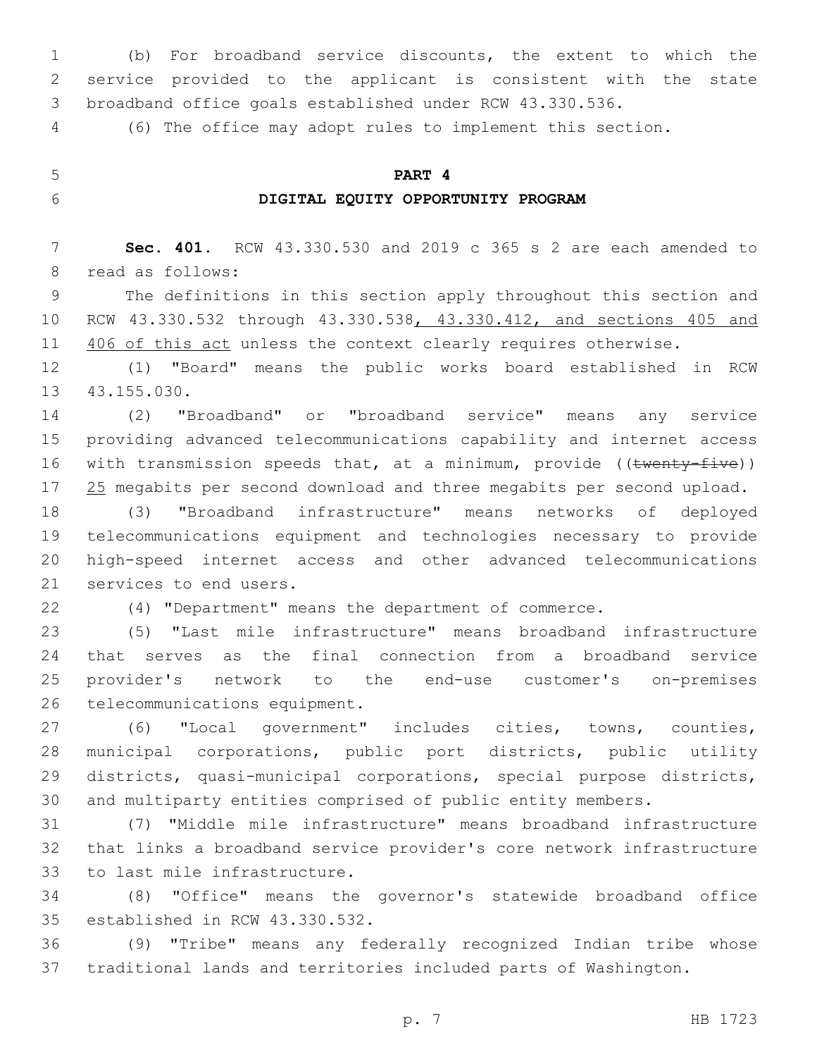(b) For broadband service discounts, the extent to which the service provided to the applicant is consistent with the state broadband office goals established under RCW 43.330.536.

(6) The office may adopt rules to implement this section.

## PART 4
## DIGITAL EQUITY OPPORTUNITY PROGRAM

**Sec. 401.** RCW 43.330.530 and 2019 c 365 s 2 are each amended to read as follows:

The definitions in this section apply throughout this section and RCW 43.330.532 through 43.330.538, 43.330.412, and sections 405 and 406 of this act unless the context clearly requires otherwise.

(1) "Board" means the public works board established in RCW 43.155.030.

(2) "Broadband" or "broadband service" means any service providing advanced telecommunications capability and internet access with transmission speeds that, at a minimum, provide ((~~twenty-five~~)) 25 megabits per second download and three megabits per second upload.

(3) "Broadband infrastructure" means networks of deployed telecommunications equipment and technologies necessary to provide high-speed internet access and other advanced telecommunications services to end users.

(4) "Department" means the department of commerce.

(5) "Last mile infrastructure" means broadband infrastructure that serves as the final connection from a broadband service provider's network to the end-use customer's on-premises telecommunications equipment.

(6) "Local government" includes cities, towns, counties, municipal corporations, public port districts, public utility districts, quasi-municipal corporations, special purpose districts, and multiparty entities comprised of public entity members.

(7) "Middle mile infrastructure" means broadband infrastructure that links a broadband service provider's core network infrastructure to last mile infrastructure.

(8) "Office" means the governor's statewide broadband office established in RCW 43.330.532.

(9) "Tribe" means any federally recognized Indian tribe whose traditional lands and territories included parts of Washington.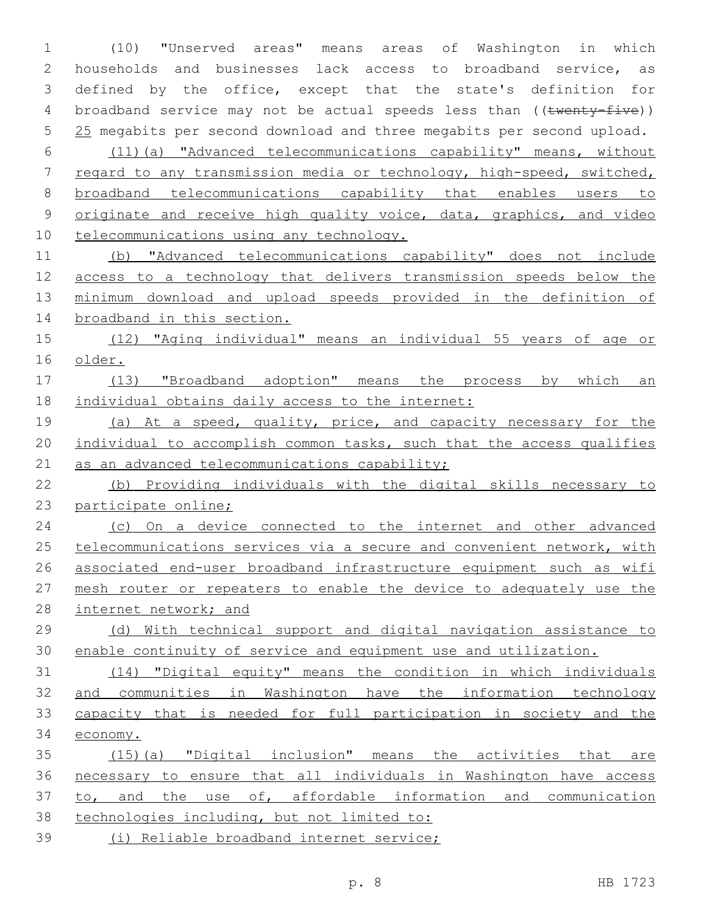(10) "Unserved areas" means areas of Washington in which households and businesses lack access to broadband service, as defined by the office, except that the state's definition for broadband service may not be actual speeds less than ((~~twenty-five~~)) <u>25</u> megabits per second download and three megabits per second upload.

<u>(11)(a) "Advanced telecommunications capability" means, without regard to any transmission media or technology, high-speed, switched, broadband telecommunications capability that enables users to originate and receive high quality voice, data, graphics, and video telecommunications using any technology.</u>

<u>(b) "Advanced telecommunications capability" does not include access to a technology that delivers transmission speeds below the minimum download and upload speeds provided in the definition of broadband in this section.</u>

<u>(12) "Aging individual" means an individual 55 years of age or older.</u>

<u>(13) "Broadband adoption" means the process by which an individual obtains daily access to the internet:</u>

<u>(a) At a speed, quality, price, and capacity necessary for the individual to accomplish common tasks, such that the access qualifies as an advanced telecommunications capability;</u>

<u>(b) Providing individuals with the digital skills necessary to participate online;</u>

<u>(c) On a device connected to the internet and other advanced telecommunications services via a secure and convenient network, with associated end-user broadband infrastructure equipment such as wifi mesh router or repeaters to enable the device to adequately use the internet network; and</u>

<u>(d) With technical support and digital navigation assistance to enable continuity of service and equipment use and utilization.</u>

<u>(14) "Digital equity" means the condition in which individuals and communities in Washington have the information technology capacity that is needed for full participation in society and the economy.</u>

<u>(15)(a) "Digital inclusion" means the activities that are necessary to ensure that all individuals in Washington have access to, and the use of, affordable information and communication technologies including, but not limited to:</u>

<u>(i) Reliable broadband internet service;</u>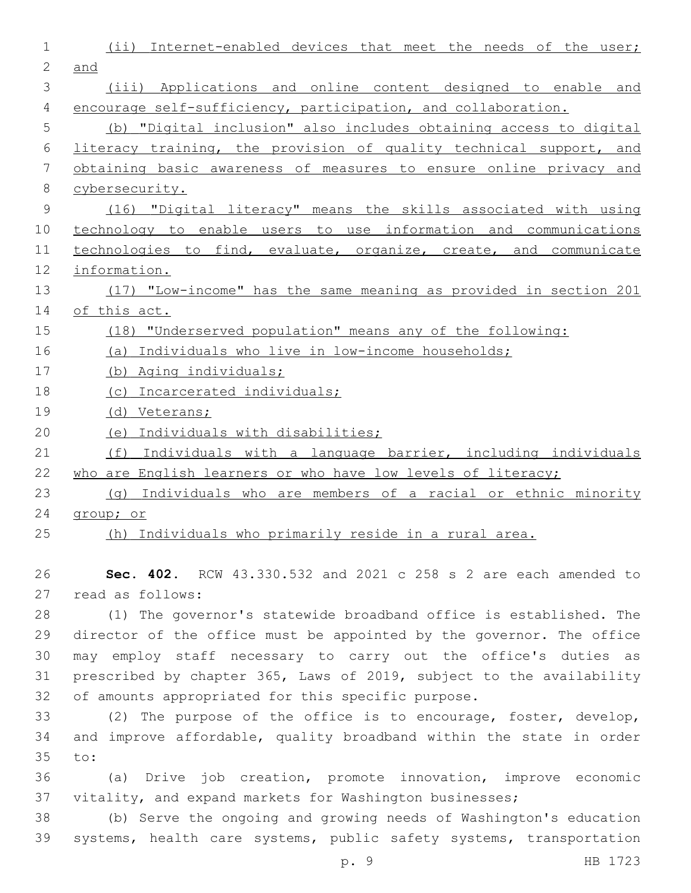(ii) Internet-enabled devices that meet the needs of the user; and

(iii) Applications and online content designed to enable and encourage self-sufficiency, participation, and collaboration.

(b) "Digital inclusion" also includes obtaining access to digital literacy training, the provision of quality technical support, and obtaining basic awareness of measures to ensure online privacy and cybersecurity.

(16) "Digital literacy" means the skills associated with using technology to enable users to use information and communications technologies to find, evaluate, organize, create, and communicate information.

(17) "Low-income" has the same meaning as provided in section 201 of this act.

(18) "Underserved population" means any of the following:

(a) Individuals who live in low-income households;

(b) Aging individuals;

(c) Incarcerated individuals;

(d) Veterans;

(e) Individuals with disabilities;

(f) Individuals with a language barrier, including individuals who are English learners or who have low levels of literacy;

(g) Individuals who are members of a racial or ethnic minority group; or

(h) Individuals who primarily reside in a rural area.

**Sec. 402.** RCW 43.330.532 and 2021 c 258 s 2 are each amended to read as follows:

(1) The governor's statewide broadband office is established. The director of the office must be appointed by the governor. The office may employ staff necessary to carry out the office's duties as prescribed by chapter 365, Laws of 2019, subject to the availability of amounts appropriated for this specific purpose.

(2) The purpose of the office is to encourage, foster, develop, and improve affordable, quality broadband within the state in order to:

(a) Drive job creation, promote innovation, improve economic vitality, and expand markets for Washington businesses;

(b) Serve the ongoing and growing needs of Washington's education systems, health care systems, public safety systems, transportation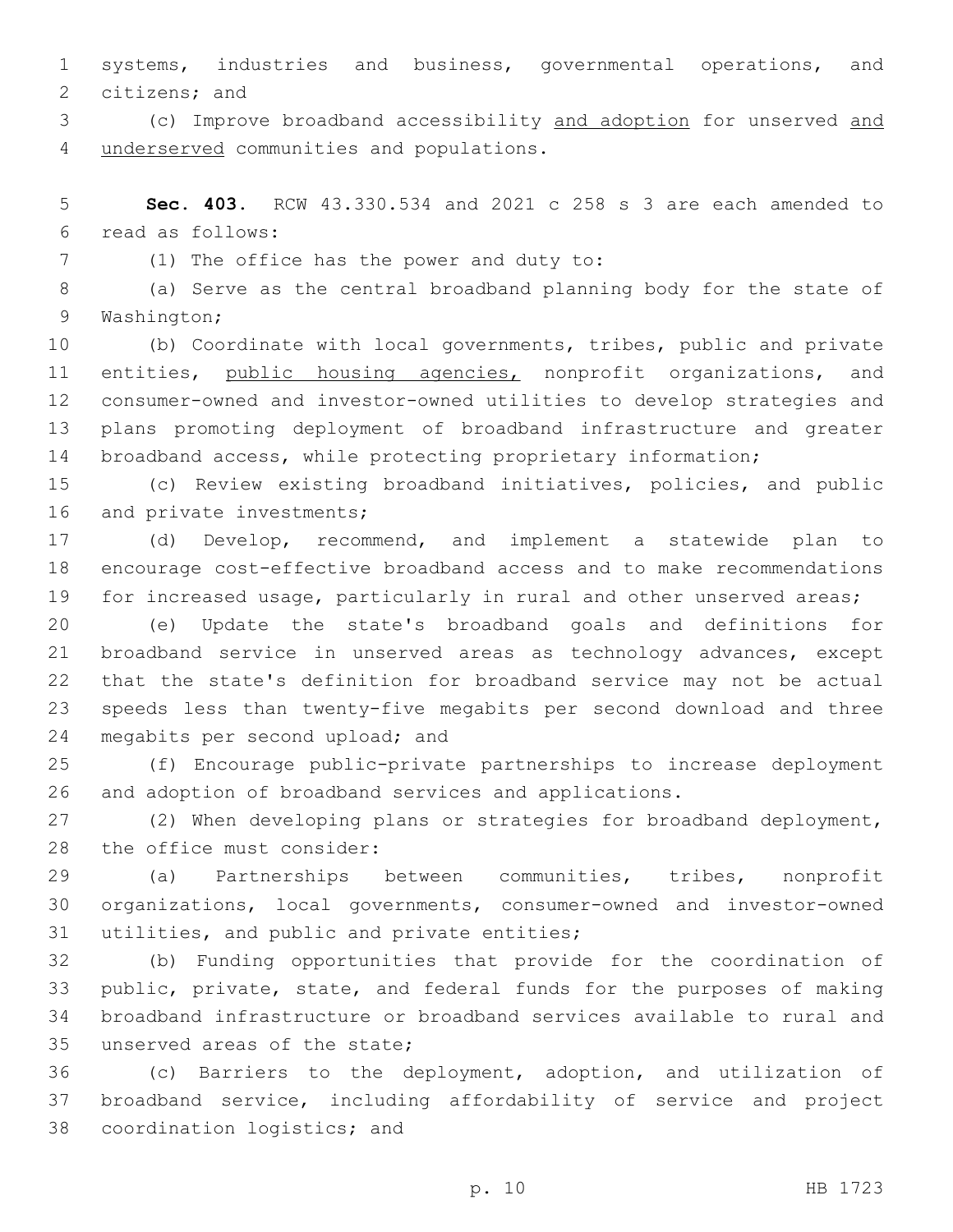systems, industries and business, governmental operations, and citizens; and

(c) Improve broadband accessibility <u>and adoption</u> for unserved <u>and underserved</u> communities and populations.

**Sec. 403.** RCW 43.330.534 and 2021 c 258 s 3 are each amended to read as follows:

(1) The office has the power and duty to:

(a) Serve as the central broadband planning body for the state of Washington;

(b) Coordinate with local governments, tribes, public and private entities, <u>public housing agencies,</u> nonprofit organizations, and consumer-owned and investor-owned utilities to develop strategies and plans promoting deployment of broadband infrastructure and greater broadband access, while protecting proprietary information;

(c) Review existing broadband initiatives, policies, and public and private investments;

(d) Develop, recommend, and implement a statewide plan to encourage cost-effective broadband access and to make recommendations for increased usage, particularly in rural and other unserved areas;

(e) Update the state's broadband goals and definitions for broadband service in unserved areas as technology advances, except that the state's definition for broadband service may not be actual speeds less than twenty-five megabits per second download and three megabits per second upload; and

(f) Encourage public-private partnerships to increase deployment and adoption of broadband services and applications.

(2) When developing plans or strategies for broadband deployment, the office must consider:

(a) Partnerships between communities, tribes, nonprofit organizations, local governments, consumer-owned and investor-owned utilities, and public and private entities;

(b) Funding opportunities that provide for the coordination of public, private, state, and federal funds for the purposes of making broadband infrastructure or broadband services available to rural and unserved areas of the state;

(c) Barriers to the deployment, adoption, and utilization of broadband service, including affordability of service and project coordination logistics; and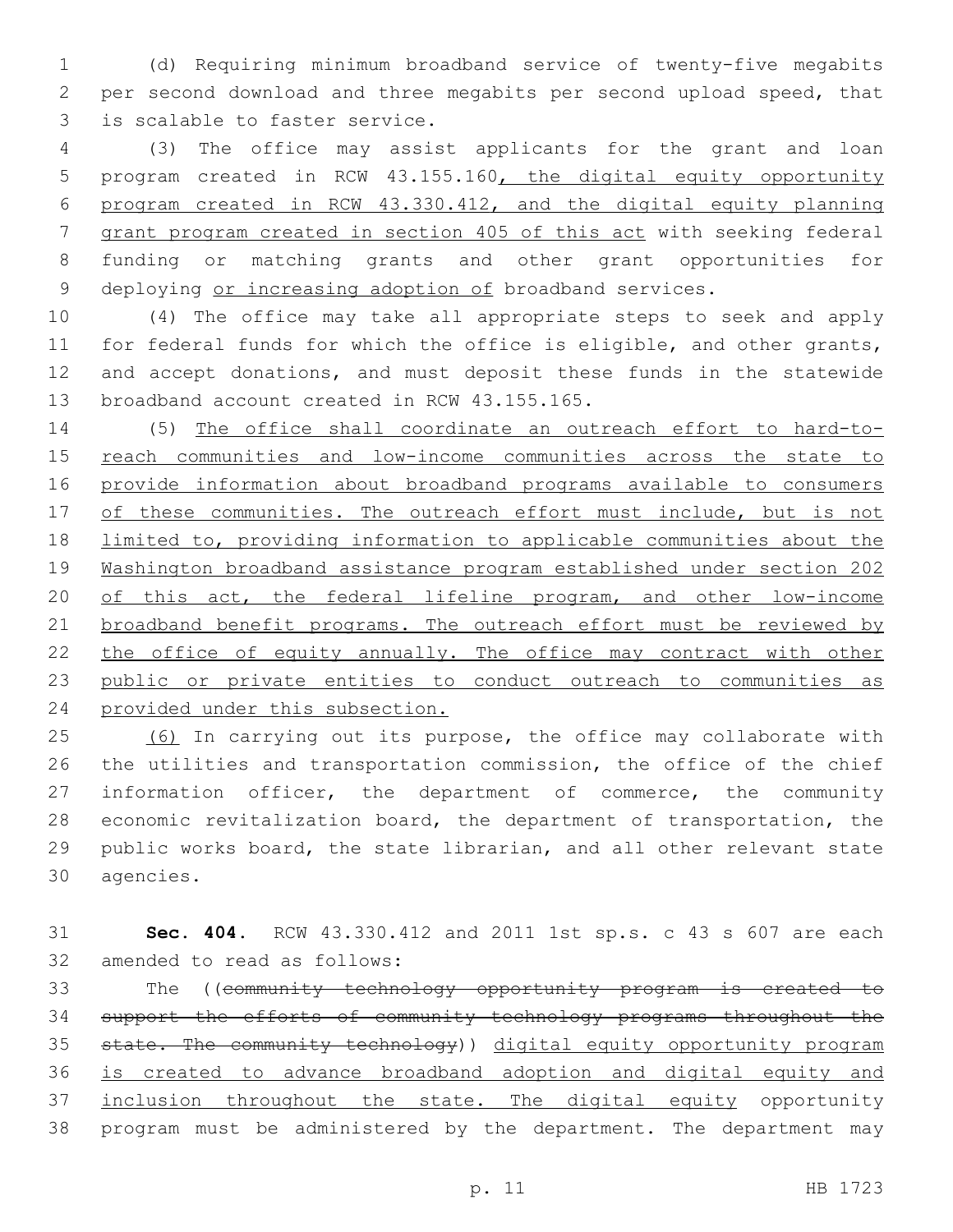(d) Requiring minimum broadband service of twenty-five megabits per second download and three megabits per second upload speed, that is scalable to faster service.

(3) The office may assist applicants for the grant and loan program created in RCW 43.155.160, the digital equity opportunity program created in RCW 43.330.412, and the digital equity planning grant program created in section 405 of this act with seeking federal funding or matching grants and other grant opportunities for deploying or increasing adoption of broadband services.

(4) The office may take all appropriate steps to seek and apply for federal funds for which the office is eligible, and other grants, and accept donations, and must deposit these funds in the statewide broadband account created in RCW 43.155.165.

(5) The office shall coordinate an outreach effort to hard-to-reach communities and low-income communities across the state to provide information about broadband programs available to consumers of these communities. The outreach effort must include, but is not limited to, providing information to applicable communities about the Washington broadband assistance program established under section 202 of this act, the federal lifeline program, and other low-income broadband benefit programs. The outreach effort must be reviewed by the office of equity annually. The office may contract with other public or private entities to conduct outreach to communities as provided under this subsection.

(6) In carrying out its purpose, the office may collaborate with the utilities and transportation commission, the office of the chief information officer, the department of commerce, the community economic revitalization board, the department of transportation, the public works board, the state librarian, and all other relevant state agencies.

**Sec. 404.** RCW 43.330.412 and 2011 1st sp.s. c 43 s 607 are each amended to read as follows:

The ((~~community technology opportunity program is created to support the efforts of community technology programs throughout the state. The community technology~~)) digital equity opportunity program is created to advance broadband adoption and digital equity and inclusion throughout the state. The digital equity opportunity program must be administered by the department. The department may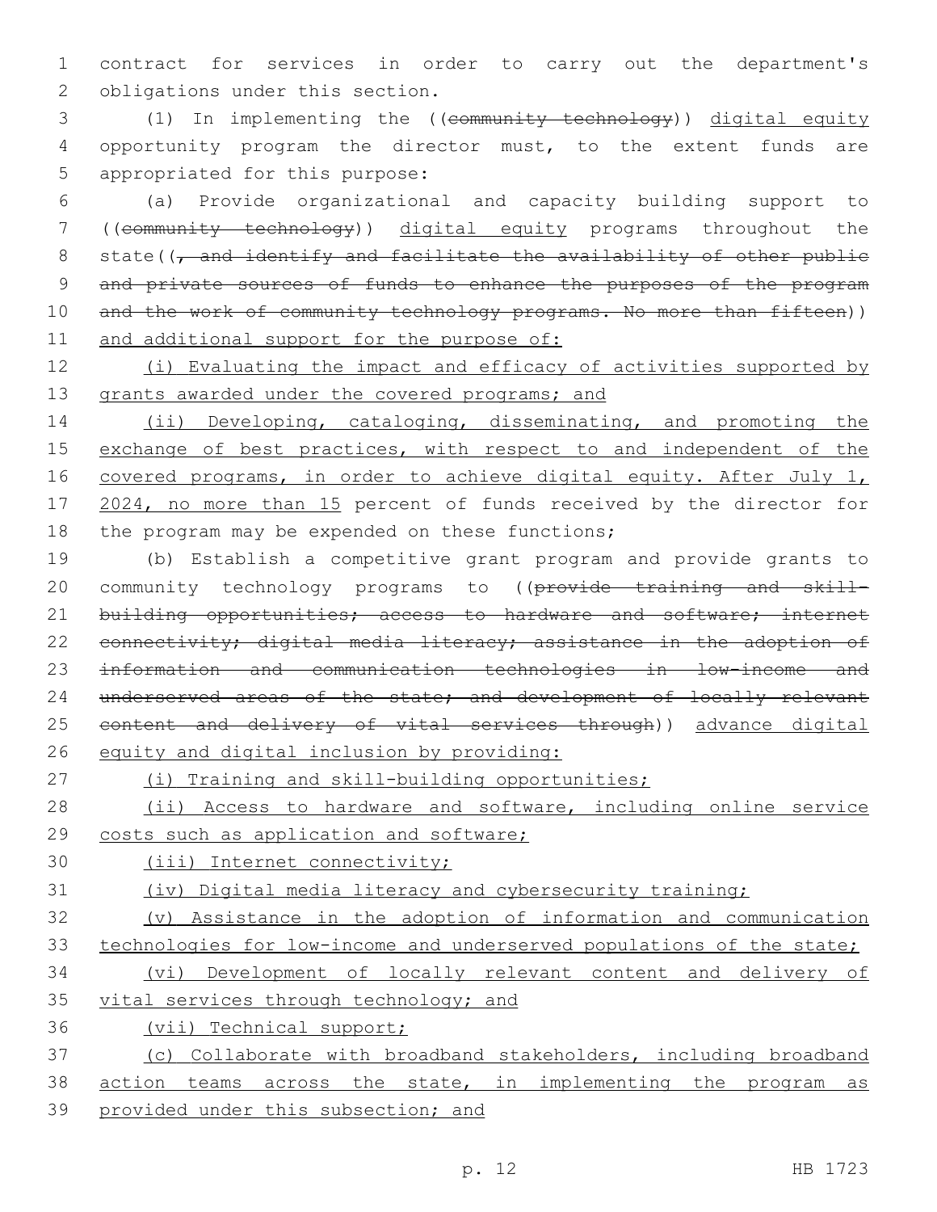contract for services in order to carry out the department's obligations under this section.

(1) In implementing the ((~~community technology~~)) <u>digital equity</u> opportunity program the director must, to the extent funds are appropriated for this purpose:

(a) Provide organizational and capacity building support to ((~~community technology~~)) <u>digital equity</u> programs throughout the state((~~, and identify and facilitate the availability of other public and private sources of funds to enhance the purposes of the program and the work of community technology programs. No more than fifteen~~)) <u>and additional support for the purpose of:</u>

<u>(i) Evaluating the impact and efficacy of activities supported by grants awarded under the covered programs; and</u>

<u>(ii) Developing, cataloging, disseminating, and promoting the exchange of best practices, with respect to and independent of the covered programs, in order to achieve digital equity. After July 1, 2024, no more than 15</u> percent of funds received by the director for the program may be expended on these functions;

(b) Establish a competitive grant program and provide grants to community technology programs to ((~~provide training and skill-building opportunities; access to hardware and software; internet connectivity; digital media literacy; assistance in the adoption of information and communication technologies in low-income and underserved areas of the state; and development of locally relevant content and delivery of vital services through~~)) <u>advance digital equity and digital inclusion by providing:</u>

<u>(i) Training and skill-building opportunities;</u>

<u>(ii) Access to hardware and software, including online service costs such as application and software;</u>

<u>(iii) Internet connectivity;</u>

<u>(iv) Digital media literacy and cybersecurity training;</u>

<u>(v) Assistance in the adoption of information and communication technologies for low-income and underserved populations of the state;</u>

<u>(vi) Development of locally relevant content and delivery of vital services through technology; and</u>

<u>(vii) Technical support;</u>

<u>(c) Collaborate with broadband stakeholders, including broadband action teams across the state, in implementing the program as provided under this subsection; and</u>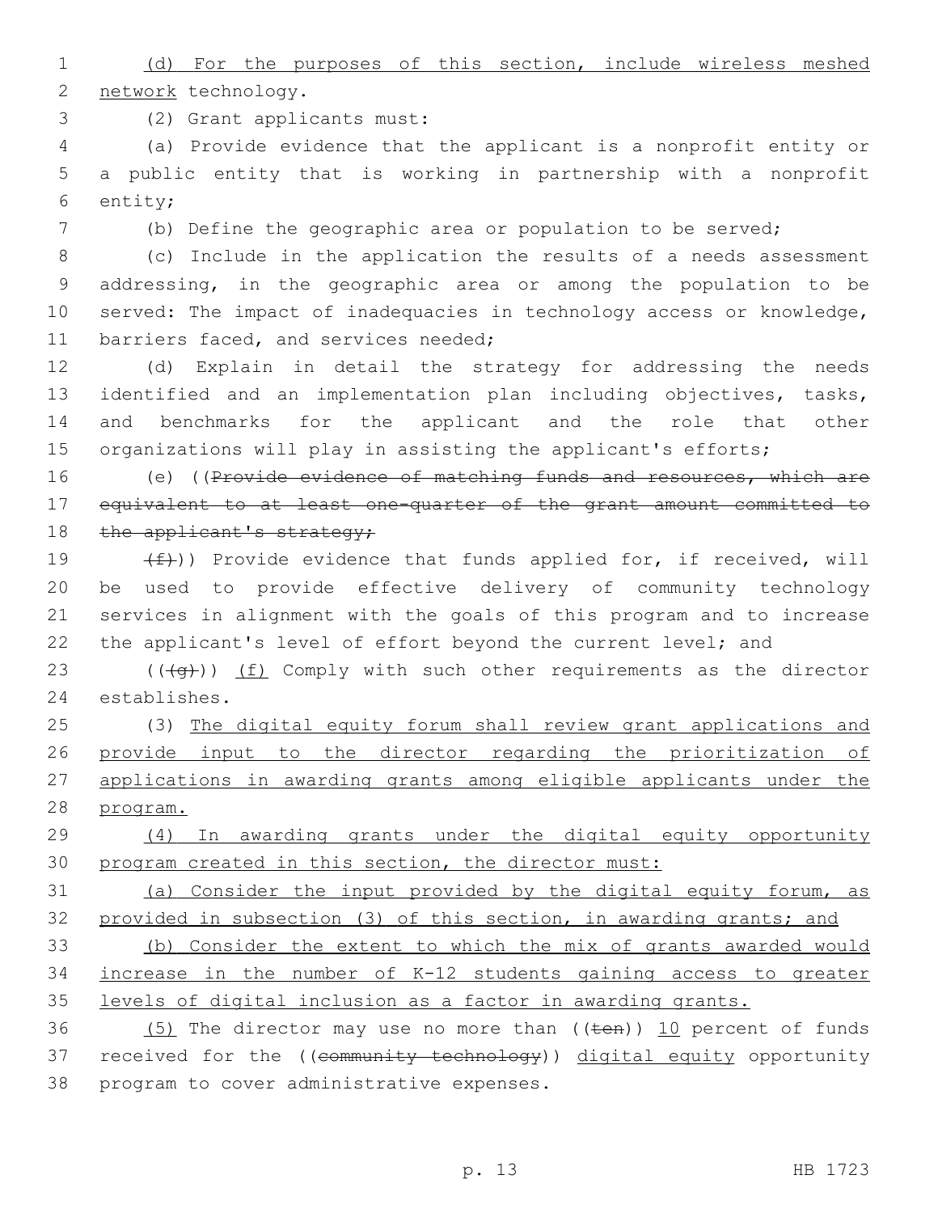(d) For the purposes of this section, include wireless meshed network technology.

(2) Grant applicants must:

(a) Provide evidence that the applicant is a nonprofit entity or a public entity that is working in partnership with a nonprofit entity;

(b) Define the geographic area or population to be served;

(c) Include in the application the results of a needs assessment addressing, in the geographic area or among the population to be served: The impact of inadequacies in technology access or knowledge, barriers faced, and services needed;

(d) Explain in detail the strategy for addressing the needs identified and an implementation plan including objectives, tasks, and benchmarks for the applicant and the role that other organizations will play in assisting the applicant's efforts;

(e) ((~~Provide evidence of matching funds and resources, which are equivalent to at least one-quarter of the grant amount committed to the applicant's strategy;~~

~~(f)~~)) Provide evidence that funds applied for, if received, will be used to provide effective delivery of community technology services in alignment with the goals of this program and to increase the applicant's level of effort beyond the current level; and

((~~(g)~~)) (f) Comply with such other requirements as the director establishes.

(3) The digital equity forum shall review grant applications and provide input to the director regarding the prioritization of applications in awarding grants among eligible applicants under the program.

(4) In awarding grants under the digital equity opportunity program created in this section, the director must:

(a) Consider the input provided by the digital equity forum, as provided in subsection (3) of this section, in awarding grants; and

(b) Consider the extent to which the mix of grants awarded would increase in the number of K-12 students gaining access to greater levels of digital inclusion as a factor in awarding grants.

(5) The director may use no more than ((~~ten~~)) 10 percent of funds received for the ((~~community technology~~)) digital equity opportunity program to cover administrative expenses.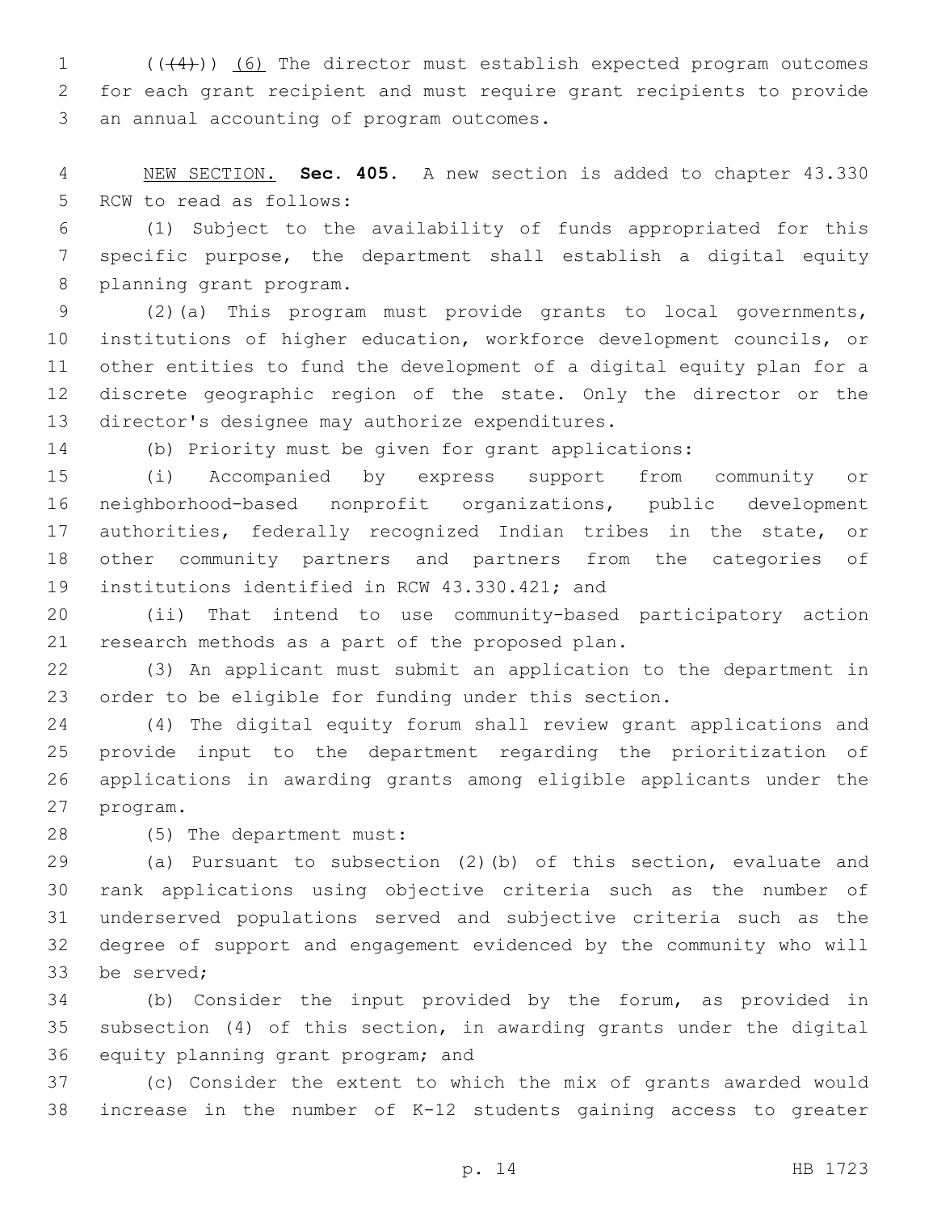((~~(4)~~)) (6) The director must establish expected program outcomes for each grant recipient and must require grant recipients to provide an annual accounting of program outcomes.

NEW SECTION. **Sec. 405.** A new section is added to chapter 43.330 RCW to read as follows:

(1) Subject to the availability of funds appropriated for this specific purpose, the department shall establish a digital equity planning grant program.

(2)(a) This program must provide grants to local governments, institutions of higher education, workforce development councils, or other entities to fund the development of a digital equity plan for a discrete geographic region of the state. Only the director or the director's designee may authorize expenditures.

(b) Priority must be given for grant applications:

(i) Accompanied by express support from community or neighborhood-based nonprofit organizations, public development authorities, federally recognized Indian tribes in the state, or other community partners and partners from the categories of institutions identified in RCW 43.330.421; and

(ii) That intend to use community-based participatory action research methods as a part of the proposed plan.

(3) An applicant must submit an application to the department in order to be eligible for funding under this section.

(4) The digital equity forum shall review grant applications and provide input to the department regarding the prioritization of applications in awarding grants among eligible applicants under the program.

(5) The department must:

(a) Pursuant to subsection (2)(b) of this section, evaluate and rank applications using objective criteria such as the number of underserved populations served and subjective criteria such as the degree of support and engagement evidenced by the community who will be served;

(b) Consider the input provided by the forum, as provided in subsection (4) of this section, in awarding grants under the digital equity planning grant program; and

(c) Consider the extent to which the mix of grants awarded would increase in the number of K-12 students gaining access to greater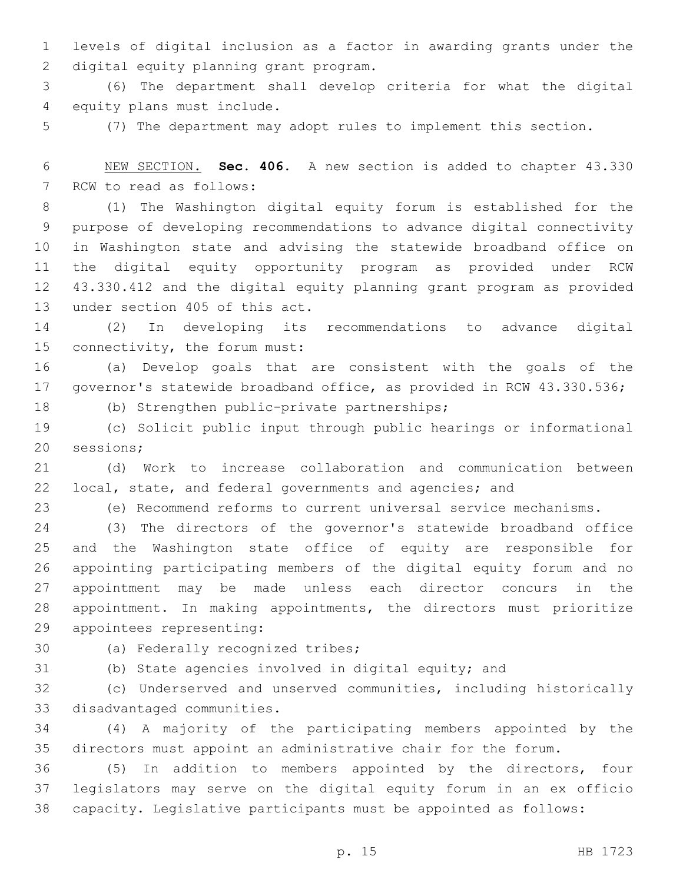levels of digital inclusion as a factor in awarding grants under the digital equity planning grant program.

(6) The department shall develop criteria for what the digital equity plans must include.

(7) The department may adopt rules to implement this section.

NEW SECTION. **Sec. 406.** A new section is added to chapter 43.330 RCW to read as follows:

(1) The Washington digital equity forum is established for the purpose of developing recommendations to advance digital connectivity in Washington state and advising the statewide broadband office on the digital equity opportunity program as provided under RCW 43.330.412 and the digital equity planning grant program as provided under section 405 of this act.

(2) In developing its recommendations to advance digital connectivity, the forum must:

(a) Develop goals that are consistent with the goals of the governor's statewide broadband office, as provided in RCW 43.330.536;

(b) Strengthen public-private partnerships;

(c) Solicit public input through public hearings or informational sessions;

(d) Work to increase collaboration and communication between local, state, and federal governments and agencies; and

(e) Recommend reforms to current universal service mechanisms.

(3) The directors of the governor's statewide broadband office and the Washington state office of equity are responsible for appointing participating members of the digital equity forum and no appointment may be made unless each director concurs in the appointment. In making appointments, the directors must prioritize appointees representing:

(a) Federally recognized tribes;

(b) State agencies involved in digital equity; and

(c) Underserved and unserved communities, including historically disadvantaged communities.

(4) A majority of the participating members appointed by the directors must appoint an administrative chair for the forum.

(5) In addition to members appointed by the directors, four legislators may serve on the digital equity forum in an ex officio capacity. Legislative participants must be appointed as follows: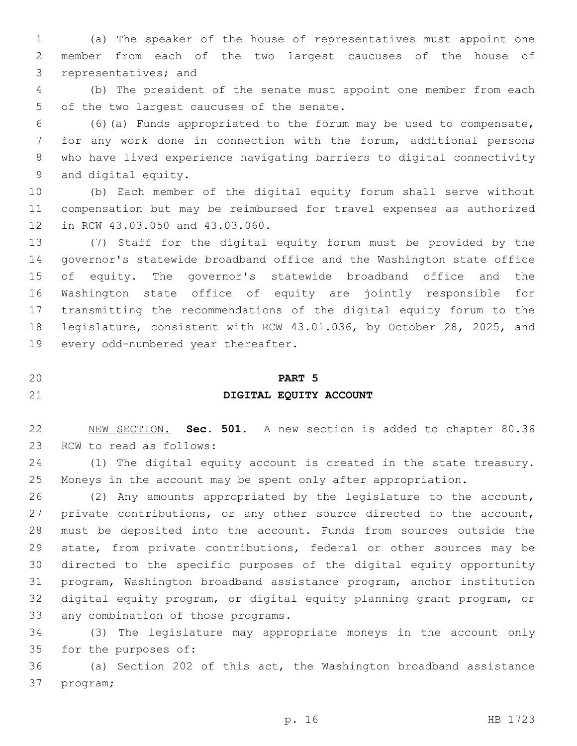(a) The speaker of the house of representatives must appoint one member from each of the two largest caucuses of the house of representatives; and

(b) The president of the senate must appoint one member from each of the two largest caucuses of the senate.

(6)(a) Funds appropriated to the forum may be used to compensate, for any work done in connection with the forum, additional persons who have lived experience navigating barriers to digital connectivity and digital equity.

(b) Each member of the digital equity forum shall serve without compensation but may be reimbursed for travel expenses as authorized in RCW 43.03.050 and 43.03.060.

(7) Staff for the digital equity forum must be provided by the governor's statewide broadband office and the Washington state office of equity. The governor's statewide broadband office and the Washington state office of equity are jointly responsible for transmitting the recommendations of the digital equity forum to the legislature, consistent with RCW 43.01.036, by October 28, 2025, and every odd-numbered year thereafter.

## PART 5

## DIGITAL EQUITY ACCOUNT

NEW SECTION. **Sec. 501.** A new section is added to chapter 80.36 RCW to read as follows:

(1) The digital equity account is created in the state treasury. Moneys in the account may be spent only after appropriation.

(2) Any amounts appropriated by the legislature to the account, private contributions, or any other source directed to the account, must be deposited into the account. Funds from sources outside the state, from private contributions, federal or other sources may be directed to the specific purposes of the digital equity opportunity program, Washington broadband assistance program, anchor institution digital equity program, or digital equity planning grant program, or any combination of those programs.

(3) The legislature may appropriate moneys in the account only for the purposes of:

(a) Section 202 of this act, the Washington broadband assistance program;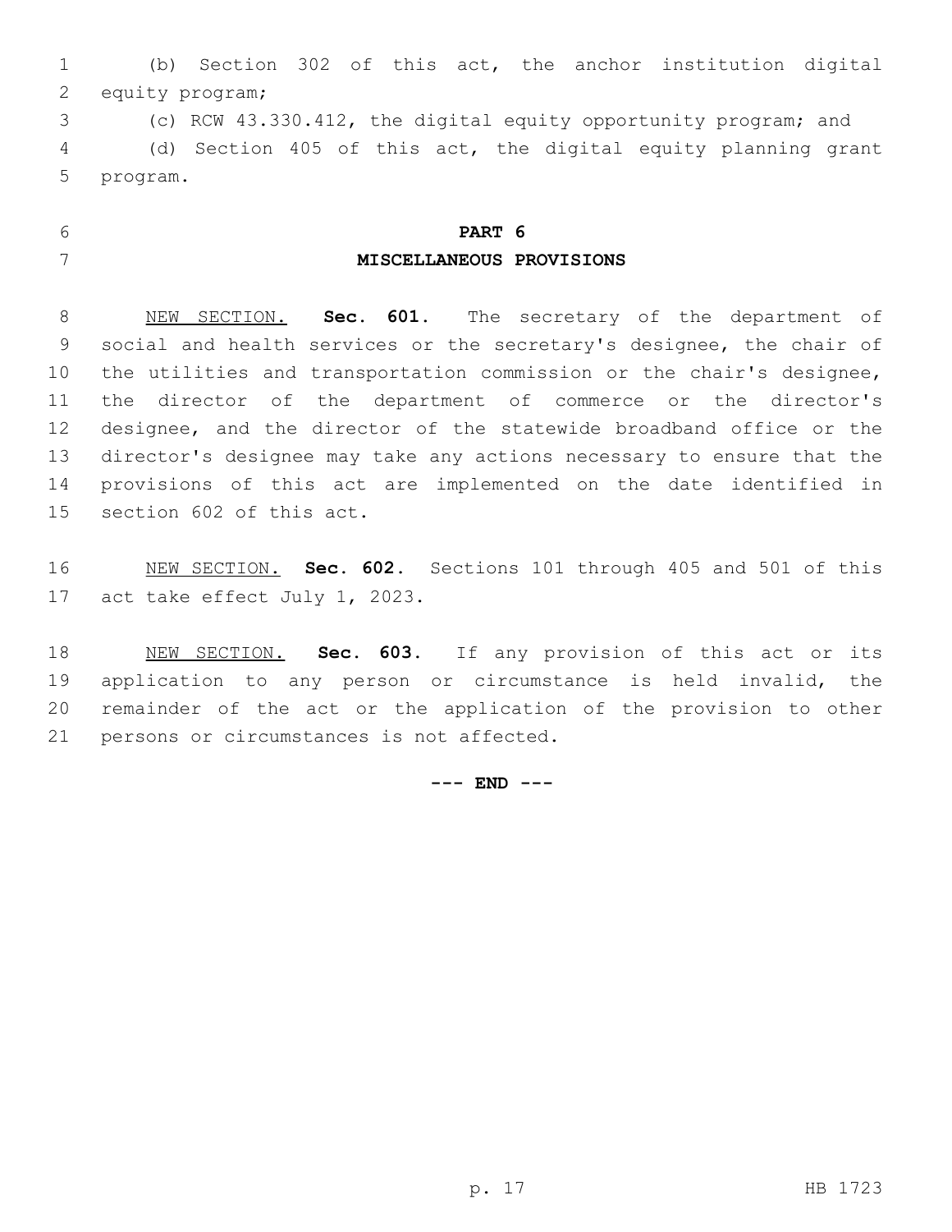(b) Section 302 of this act, the anchor institution digital equity program;

(c) RCW 43.330.412, the digital equity opportunity program; and

(d) Section 405 of this act, the digital equity planning grant program.

## PART 6
## MISCELLANEOUS PROVISIONS

NEW SECTION. **Sec. 601.** The secretary of the department of social and health services or the secretary's designee, the chair of the utilities and transportation commission or the chair's designee, the director of the department of commerce or the director's designee, and the director of the statewide broadband office or the director's designee may take any actions necessary to ensure that the provisions of this act are implemented on the date identified in section 602 of this act.

NEW SECTION. **Sec. 602.** Sections 101 through 405 and 501 of this act take effect July 1, 2023.

NEW SECTION. **Sec. 603.** If any provision of this act or its application to any person or circumstance is held invalid, the remainder of the act or the application of the provision to other persons or circumstances is not affected.

**--- END ---**